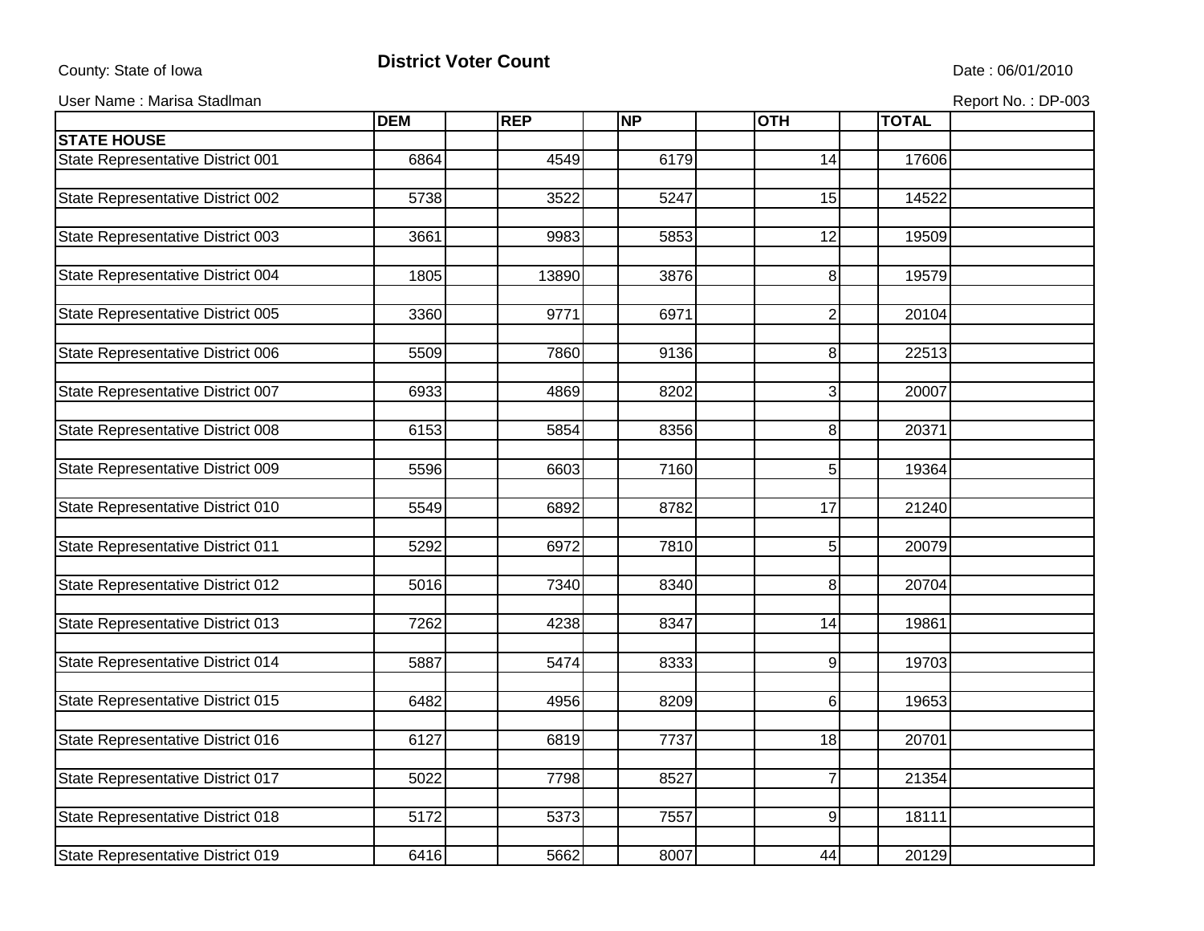County: State of Iowa

## District Voter Count

Date : 06/01/2010

User Name : Marisa Stadlman

Report No. : DP-003

| | DEM | REP | NP | OTH | TOTAL |
|---|---|---|---|---|---|
| **STATE HOUSE** | | | | | |
| State Representative District 001 | 6864 | 4549 | 6179 | 14 | 17606 |
| State Representative District 002 | 5738 | 3522 | 5247 | 15 | 14522 |
| State Representative District 003 | 3661 | 9983 | 5853 | 12 | 19509 |
| State Representative District 004 | 1805 | 13890 | 3876 | 8 | 19579 |
| State Representative District 005 | 3360 | 9771 | 6971 | 2 | 20104 |
| State Representative District 006 | 5509 | 7860 | 9136 | 8 | 22513 |
| State Representative District 007 | 6933 | 4869 | 8202 | 3 | 20007 |
| State Representative District 008 | 6153 | 5854 | 8356 | 8 | 20371 |
| State Representative District 009 | 5596 | 6603 | 7160 | 5 | 19364 |
| State Representative District 010 | 5549 | 6892 | 8782 | 17 | 21240 |
| State Representative District 011 | 5292 | 6972 | 7810 | 5 | 20079 |
| State Representative District 012 | 5016 | 7340 | 8340 | 8 | 20704 |
| State Representative District 013 | 7262 | 4238 | 8347 | 14 | 19861 |
| State Representative District 014 | 5887 | 5474 | 8333 | 9 | 19703 |
| State Representative District 015 | 6482 | 4956 | 8209 | 6 | 19653 |
| State Representative District 016 | 6127 | 6819 | 7737 | 18 | 20701 |
| State Representative District 017 | 5022 | 7798 | 8527 | 7 | 21354 |
| State Representative District 018 | 5172 | 5373 | 7557 | 9 | 18111 |
| State Representative District 019 | 6416 | 5662 | 8007 | 44 | 20129 |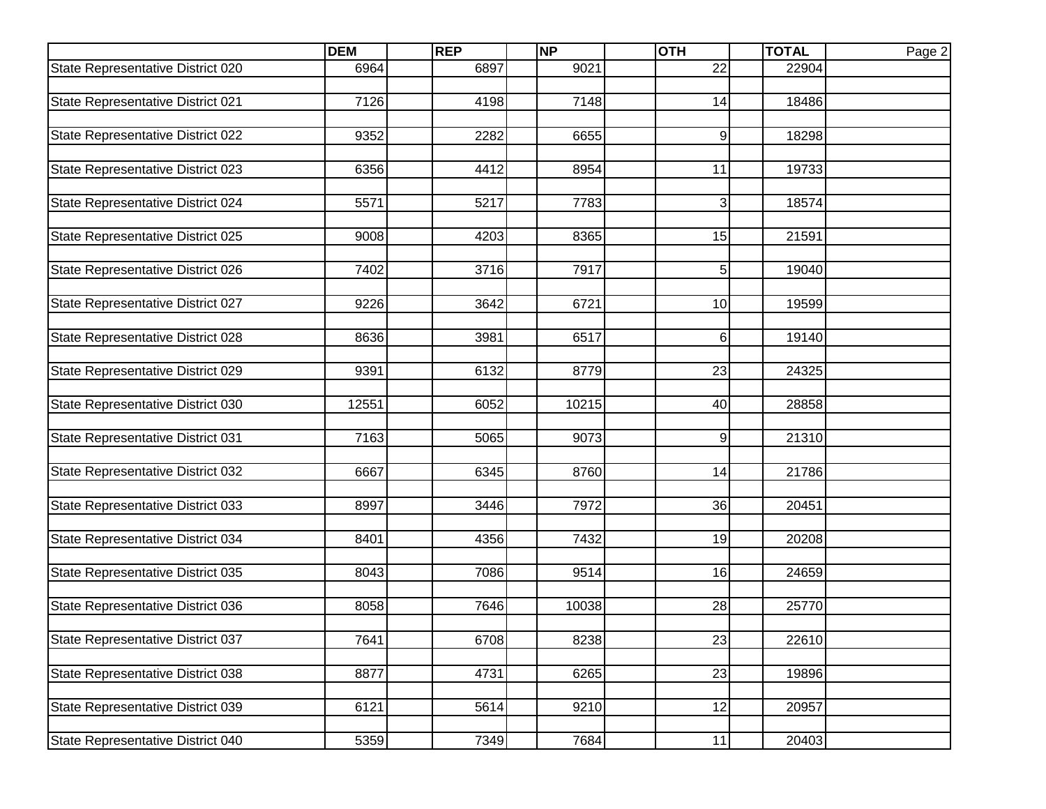| | DEM | REP | NP | OTH | TOTAL |
|---|---|---|---|---|---|
| State Representative District 020 | 6964 | 6897 | 9021 | 22 | 22904 |
| State Representative District 021 | 7126 | 4198 | 7148 | 14 | 18486 |
| State Representative District 022 | 9352 | 2282 | 6655 | 9 | 18298 |
| State Representative District 023 | 6356 | 4412 | 8954 | 11 | 19733 |
| State Representative District 024 | 5571 | 5217 | 7783 | 3 | 18574 |
| State Representative District 025 | 9008 | 4203 | 8365 | 15 | 21591 |
| State Representative District 026 | 7402 | 3716 | 7917 | 5 | 19040 |
| State Representative District 027 | 9226 | 3642 | 6721 | 10 | 19599 |
| State Representative District 028 | 8636 | 3981 | 6517 | 6 | 19140 |
| State Representative District 029 | 9391 | 6132 | 8779 | 23 | 24325 |
| State Representative District 030 | 12551 | 6052 | 10215 | 40 | 28858 |
| State Representative District 031 | 7163 | 5065 | 9073 | 9 | 21310 |
| State Representative District 032 | 6667 | 6345 | 8760 | 14 | 21786 |
| State Representative District 033 | 8997 | 3446 | 7972 | 36 | 20451 |
| State Representative District 034 | 8401 | 4356 | 7432 | 19 | 20208 |
| State Representative District 035 | 8043 | 7086 | 9514 | 16 | 24659 |
| State Representative District 036 | 8058 | 7646 | 10038 | 28 | 25770 |
| State Representative District 037 | 7641 | 6708 | 8238 | 23 | 22610 |
| State Representative District 038 | 8877 | 4731 | 6265 | 23 | 19896 |
| State Representative District 039 | 6121 | 5614 | 9210 | 12 | 20957 |
| State Representative District 040 | 5359 | 7349 | 7684 | 11 | 20403 |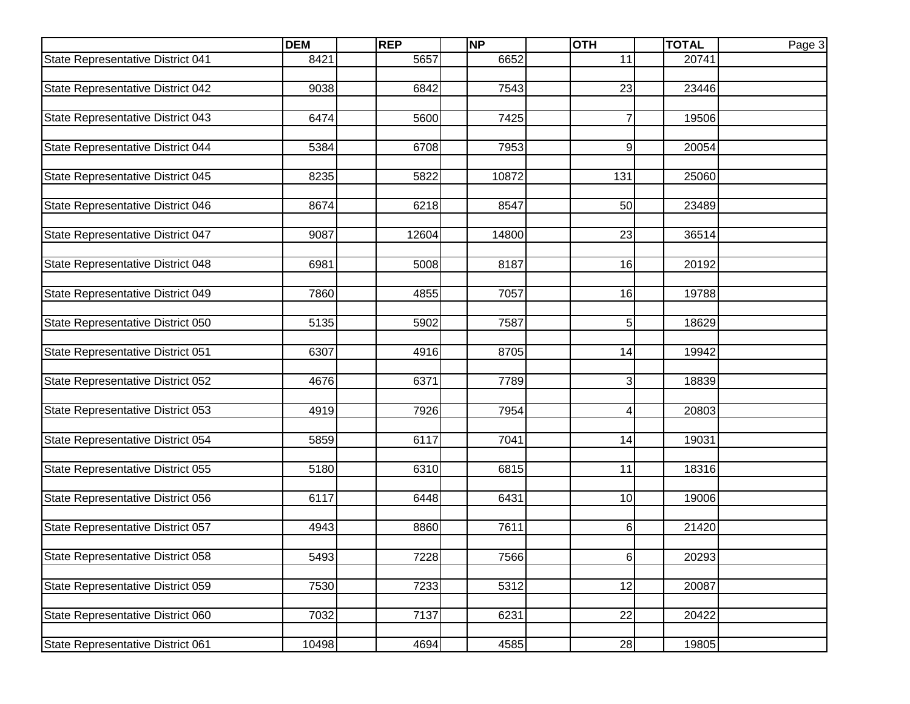| | DEM | REP | NP | OTH | TOTAL |
|---|---|---|---|---|---|
| State Representative District 041 | 8421 | 5657 | 6652 | 11 | 20741 |
| State Representative District 042 | 9038 | 6842 | 7543 | 23 | 23446 |
| State Representative District 043 | 6474 | 5600 | 7425 | 7 | 19506 |
| State Representative District 044 | 5384 | 6708 | 7953 | 9 | 20054 |
| State Representative District 045 | 8235 | 5822 | 10872 | 131 | 25060 |
| State Representative District 046 | 8674 | 6218 | 8547 | 50 | 23489 |
| State Representative District 047 | 9087 | 12604 | 14800 | 23 | 36514 |
| State Representative District 048 | 6981 | 5008 | 8187 | 16 | 20192 |
| State Representative District 049 | 7860 | 4855 | 7057 | 16 | 19788 |
| State Representative District 050 | 5135 | 5902 | 7587 | 5 | 18629 |
| State Representative District 051 | 6307 | 4916 | 8705 | 14 | 19942 |
| State Representative District 052 | 4676 | 6371 | 7789 | 3 | 18839 |
| State Representative District 053 | 4919 | 7926 | 7954 | 4 | 20803 |
| State Representative District 054 | 5859 | 6117 | 7041 | 14 | 19031 |
| State Representative District 055 | 5180 | 6310 | 6815 | 11 | 18316 |
| State Representative District 056 | 6117 | 6448 | 6431 | 10 | 19006 |
| State Representative District 057 | 4943 | 8860 | 7611 | 6 | 21420 |
| State Representative District 058 | 5493 | 7228 | 7566 | 6 | 20293 |
| State Representative District 059 | 7530 | 7233 | 5312 | 12 | 20087 |
| State Representative District 060 | 7032 | 7137 | 6231 | 22 | 20422 |
| State Representative District 061 | 10498 | 4694 | 4585 | 28 | 19805 |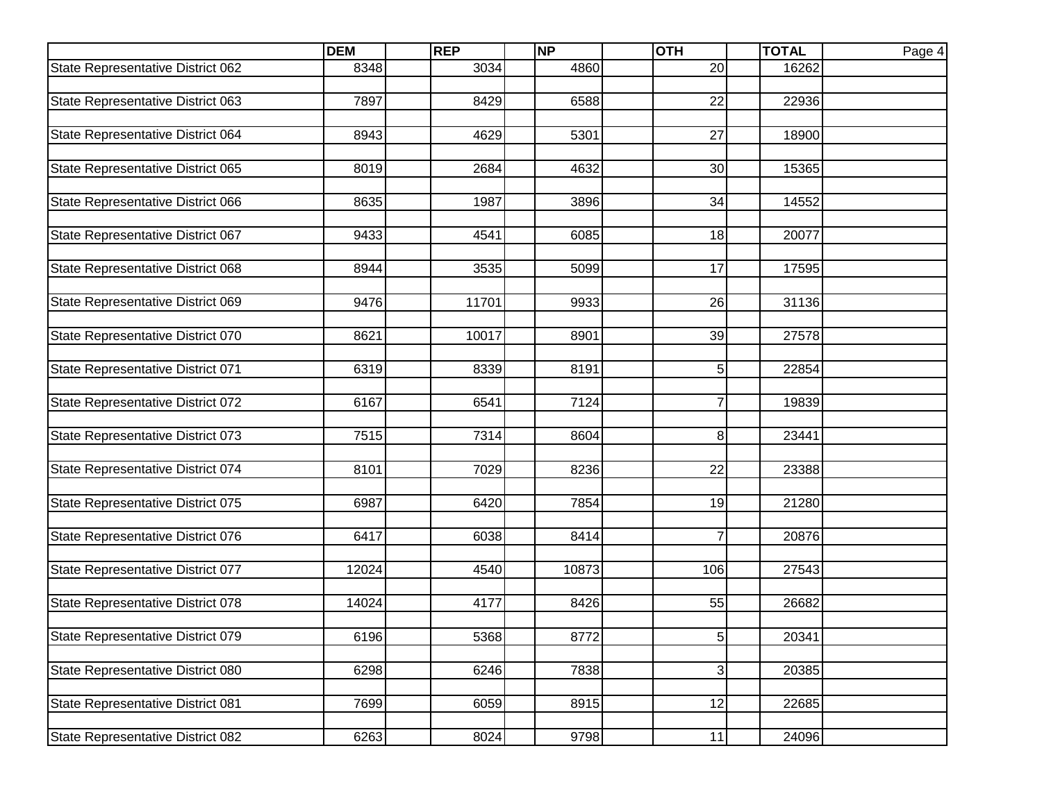| | DEM | REP | NP | OTH | TOTAL |
|---|---|---|---|---|---|
| State Representative District 062 | 8348 | 3034 | 4860 | 20 | 16262 |
| State Representative District 063 | 7897 | 8429 | 6588 | 22 | 22936 |
| State Representative District 064 | 8943 | 4629 | 5301 | 27 | 18900 |
| State Representative District 065 | 8019 | 2684 | 4632 | 30 | 15365 |
| State Representative District 066 | 8635 | 1987 | 3896 | 34 | 14552 |
| State Representative District 067 | 9433 | 4541 | 6085 | 18 | 20077 |
| State Representative District 068 | 8944 | 3535 | 5099 | 17 | 17595 |
| State Representative District 069 | 9476 | 11701 | 9933 | 26 | 31136 |
| State Representative District 070 | 8621 | 10017 | 8901 | 39 | 27578 |
| State Representative District 071 | 6319 | 8339 | 8191 | 5 | 22854 |
| State Representative District 072 | 6167 | 6541 | 7124 | 7 | 19839 |
| State Representative District 073 | 7515 | 7314 | 8604 | 8 | 23441 |
| State Representative District 074 | 8101 | 7029 | 8236 | 22 | 23388 |
| State Representative District 075 | 6987 | 6420 | 7854 | 19 | 21280 |
| State Representative District 076 | 6417 | 6038 | 8414 | 7 | 20876 |
| State Representative District 077 | 12024 | 4540 | 10873 | 106 | 27543 |
| State Representative District 078 | 14024 | 4177 | 8426 | 55 | 26682 |
| State Representative District 079 | 6196 | 5368 | 8772 | 5 | 20341 |
| State Representative District 080 | 6298 | 6246 | 7838 | 3 | 20385 |
| State Representative District 081 | 7699 | 6059 | 8915 | 12 | 22685 |
| State Representative District 082 | 6263 | 8024 | 9798 | 11 | 24096 |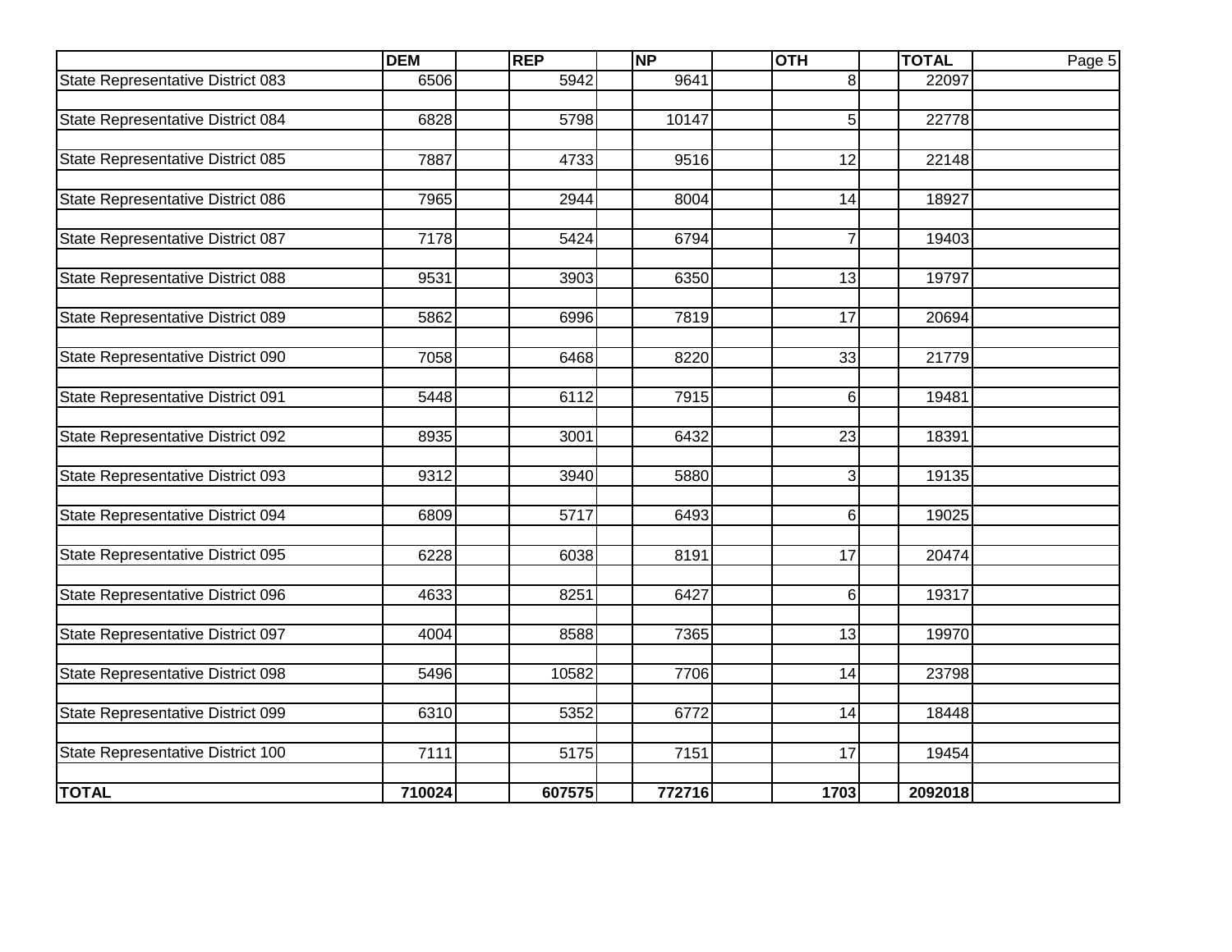| | DEM | REP | NP | OTH | TOTAL |
|---|---|---|---|---|---|
| State Representative District 083 | 6506 | 5942 | 9641 | 8 | 22097 |
| State Representative District 084 | 6828 | 5798 | 10147 | 5 | 22778 |
| State Representative District 085 | 7887 | 4733 | 9516 | 12 | 22148 |
| State Representative District 086 | 7965 | 2944 | 8004 | 14 | 18927 |
| State Representative District 087 | 7178 | 5424 | 6794 | 7 | 19403 |
| State Representative District 088 | 9531 | 3903 | 6350 | 13 | 19797 |
| State Representative District 089 | 5862 | 6996 | 7819 | 17 | 20694 |
| State Representative District 090 | 7058 | 6468 | 8220 | 33 | 21779 |
| State Representative District 091 | 5448 | 6112 | 7915 | 6 | 19481 |
| State Representative District 092 | 8935 | 3001 | 6432 | 23 | 18391 |
| State Representative District 093 | 9312 | 3940 | 5880 | 3 | 19135 |
| State Representative District 094 | 6809 | 5717 | 6493 | 6 | 19025 |
| State Representative District 095 | 6228 | 6038 | 8191 | 17 | 20474 |
| State Representative District 096 | 4633 | 8251 | 6427 | 6 | 19317 |
| State Representative District 097 | 4004 | 8588 | 7365 | 13 | 19970 |
| State Representative District 098 | 5496 | 10582 | 7706 | 14 | 23798 |
| State Representative District 099 | 6310 | 5352 | 6772 | 14 | 18448 |
| State Representative District 100 | 7111 | 5175 | 7151 | 17 | 19454 |
| **TOTAL** | **710024** | **607575** | **772716** | **1703** | **2092018** |